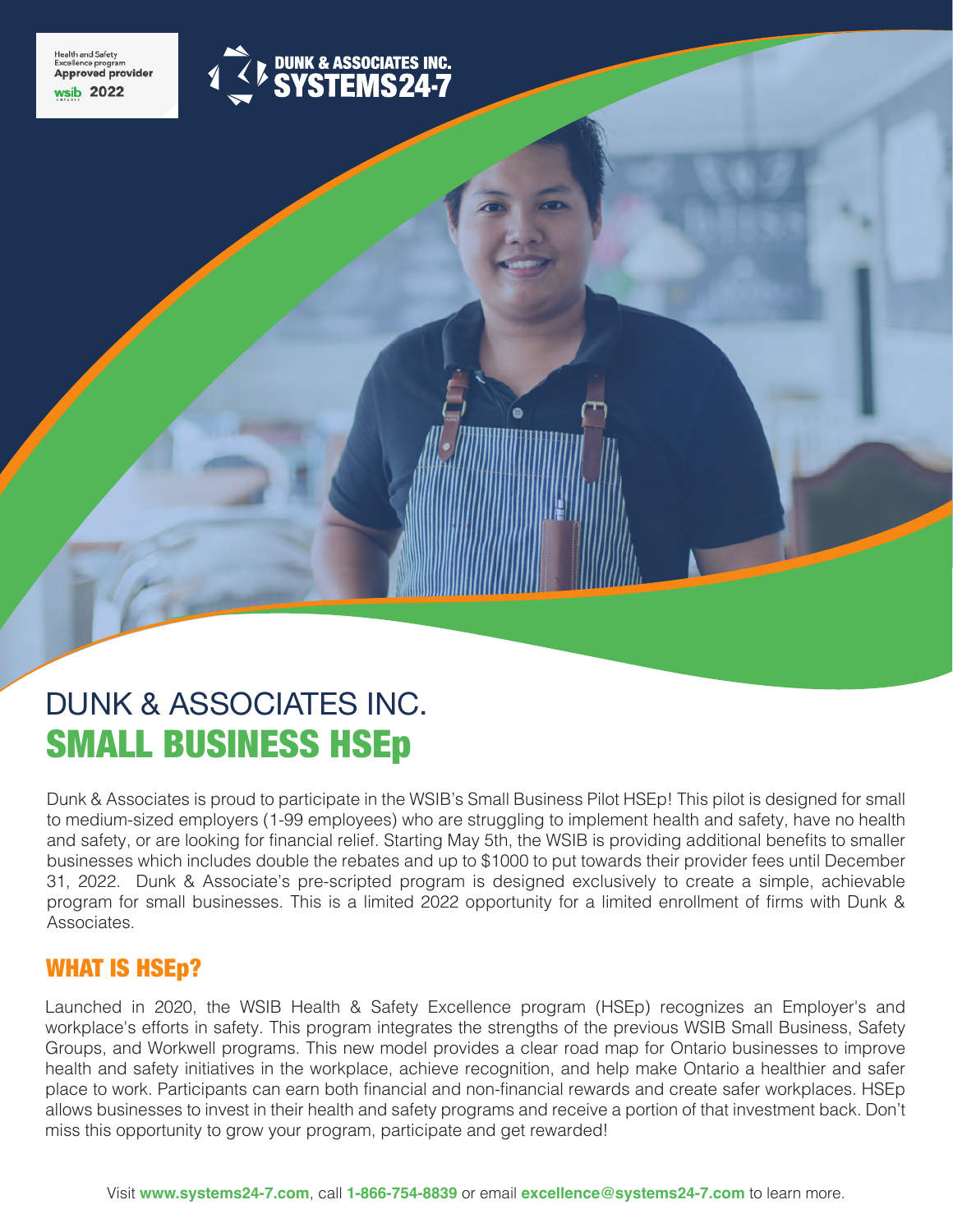Health and Safety Excellence program **Approved provider** wsib 2022

DUNK & ASSOCIATES INC. SYSTEMS24-7

# DUNK & ASSOCIATES INC.
# SMALL BUSINESS HSEp

Dunk & Associates is proud to participate in the WSIB's Small Business Pilot HSEp! This pilot is designed for small to medium-sized employers (1-99 employees) who are struggling to implement health and safety, have no health and safety, or are looking for financial relief. Starting May 5th, the WSIB is providing additional benefits to smaller businesses which includes double the rebates and up to $1000 to put towards their provider fees until December 31, 2022. Dunk & Associate's pre-scripted program is designed exclusively to create a simple, achievable program for small businesses. This is a limited 2022 opportunity for a limited enrollment of firms with Dunk & Associates.

## WHAT IS HSEp?

Launched in 2020, the WSIB Health & Safety Excellence program (HSEp) recognizes an Employer's and workplace's efforts in safety. This program integrates the strengths of the previous WSIB Small Business, Safety Groups, and Workwell programs. This new model provides a clear road map for Ontario businesses to improve health and safety initiatives in the workplace, achieve recognition, and help make Ontario a healthier and safer place to work. Participants can earn both financial and non-financial rewards and create safer workplaces. HSEp allows businesses to invest in their health and safety programs and receive a portion of that investment back. Don't miss this opportunity to grow your program, participate and get rewarded!

Visit **www.systems24-7.com**, call **1-866-754-8839** or email **excellence@systems24-7.com** to learn more.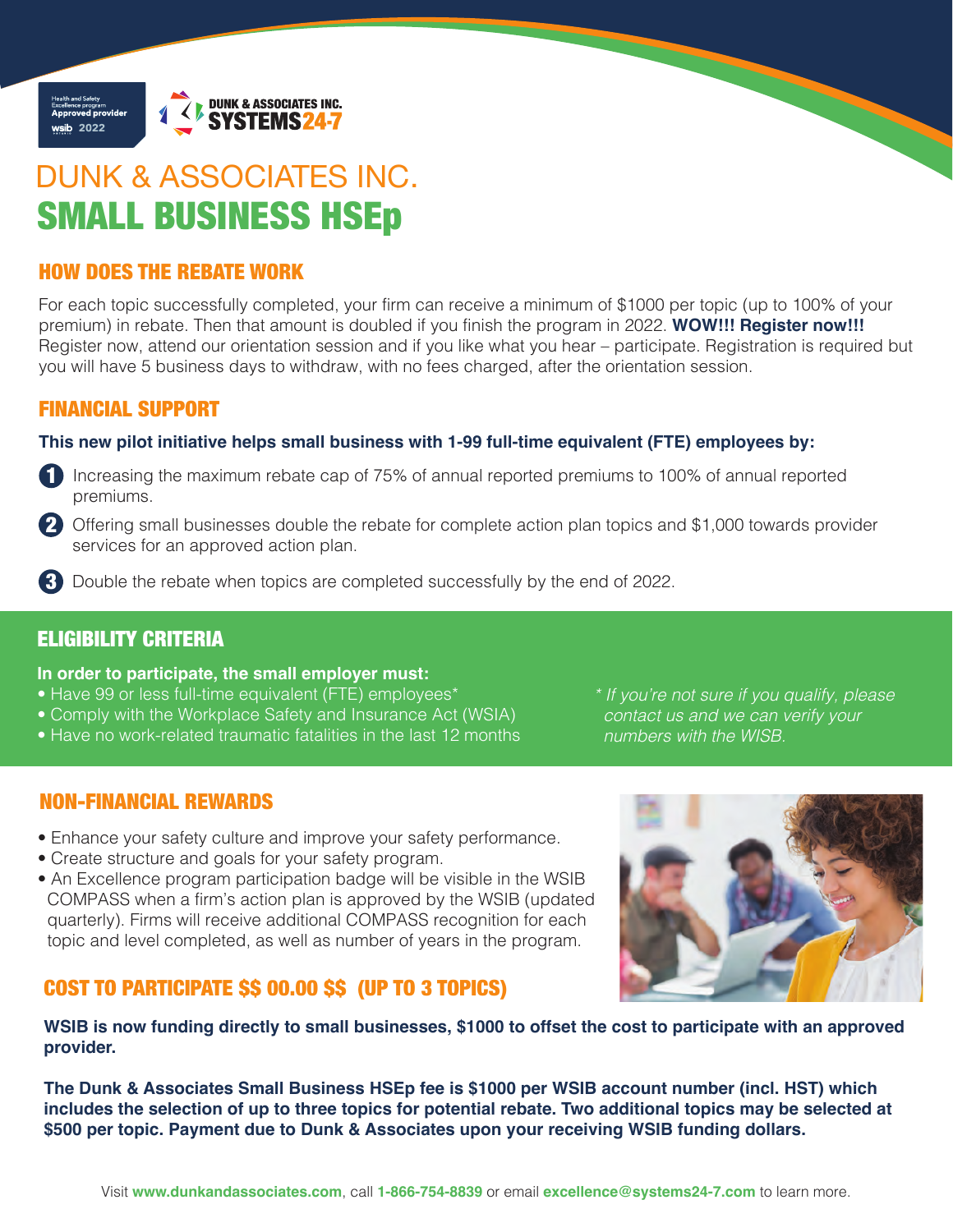Health and Safety Excellence program Approved provider wsib 2022

DUNK & ASSOCIATES INC. SYSTEMS24-7

# DUNK & ASSOCIATES INC.
# SMALL BUSINESS HSEp

## HOW DOES THE REBATE WORK

For each topic successfully completed, your firm can receive a minimum of $1000 per topic (up to 100% of your premium) in rebate. Then that amount is doubled if you finish the program in 2022. **WOW!!! Register now!!!** Register now, attend our orientation session and if you like what you hear – participate. Registration is required but you will have 5 business days to withdraw, with no fees charged, after the orientation session.

## FINANCIAL SUPPORT

**This new pilot initiative helps small business with 1-99 full-time equivalent (FTE) employees by:**

1. Increasing the maximum rebate cap of 75% of annual reported premiums to 100% of annual reported premiums.
2. Offering small businesses double the rebate for complete action plan topics and $1,000 towards provider services for an approved action plan.
3. Double the rebate when topics are completed successfully by the end of 2022.

## ELIGIBILITY CRITERIA

**In order to participate, the small employer must:**

- Have 99 or less full-time equivalent (FTE) employees*
- Comply with the Workplace Safety and Insurance Act (WSIA)
- Have no work-related traumatic fatalities in the last 12 months

*\* If you're not sure if you qualify, please contact us and we can verify your numbers with the WISB.*

## NON-FINANCIAL REWARDS

- Enhance your safety culture and improve your safety performance.
- Create structure and goals for your safety program.
- An Excellence program participation badge will be visible in the WSIB COMPASS when a firm's action plan is approved by the WSIB (updated quarterly). Firms will receive additional COMPASS recognition for each topic and level completed, as well as number of years in the program.

## COST TO PARTICIPATE $$ 00.00 $$ (UP TO 3 TOPICS)

**WSIB is now funding directly to small businesses, $1000 to offset the cost to participate with an approved provider.**

**The Dunk & Associates Small Business HSEp fee is $1000 per WSIB account number (incl. HST) which includes the selection of up to three topics for potential rebate. Two additional topics may be selected at $500 per topic. Payment due to Dunk & Associates upon your receiving WSIB funding dollars.**

Visit **www.dunkandassociates.com**, call **1-866-754-8839** or email **excellence@systems24-7.com** to learn more.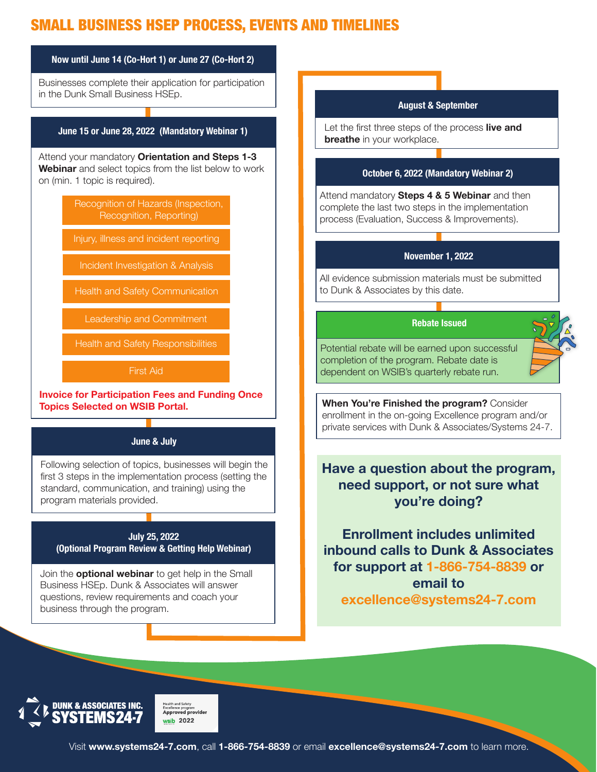# SMALL BUSINESS HSEP PROCESS, EVENTS AND TIMELINES

### Now until June 14 (Co-Hort 1) or June 27 (Co-Hort 2)

Businesses complete their application for participation in the Dunk Small Business HSEp.

### June 15 or June 28, 2022 (Mandatory Webinar 1)

Attend your mandatory **Orientation and Steps 1-3 Webinar** and select topics from the list below to work on (min. 1 topic is required).

- Recognition of Hazards (Inspection, Recognition, Reporting)
- Injury, illness and incident reporting
- Incident Investigation & Analysis
- Health and Safety Communication
- Leadership and Commitment
- Health and Safety Responsibilities
- First Aid

**Invoice for Participation Fees and Funding Once Topics Selected on WSIB Portal.**

### June & July

Following selection of topics, businesses will begin the first 3 steps in the implementation process (setting the standard, communication, and training) using the program materials provided.

### July 25, 2022 (Optional Program Review & Getting Help Webinar)

Join the **optional webinar** to get help in the Small Business HSEp. Dunk & Associates will answer questions, review requirements and coach your business through the program.

### August & September

Let the first three steps of the process **live and breathe** in your workplace.

### October 6, 2022 (Mandatory Webinar 2)

Attend mandatory **Steps 4 & 5 Webinar** and then complete the last two steps in the implementation process (Evaluation, Success & Improvements).

### November 1, 2022

All evidence submission materials must be submitted to Dunk & Associates by this date.

### Rebate Issued

Potential rebate will be earned upon successful completion of the program. Rebate date is dependent on WSIB's quarterly rebate run.

**When You're Finished the program?** Consider enrollment in the on-going Excellence program and/or private services with Dunk & Associates/Systems 24-7.

**Have a question about the program, need support, or not sure what you're doing?**

**Enrollment includes unlimited inbound calls to Dunk & Associates for support at 1-866-754-8839 or email to excellence@systems24-7.com**

DUNK & ASSOCIATES INC. SYSTEMS24-7

Health and Safety Excellence program Approved provider wsib 2022

Visit **www.systems24-7.com**, call **1-866-754-8839** or email **excellence@systems24-7.com** to learn more.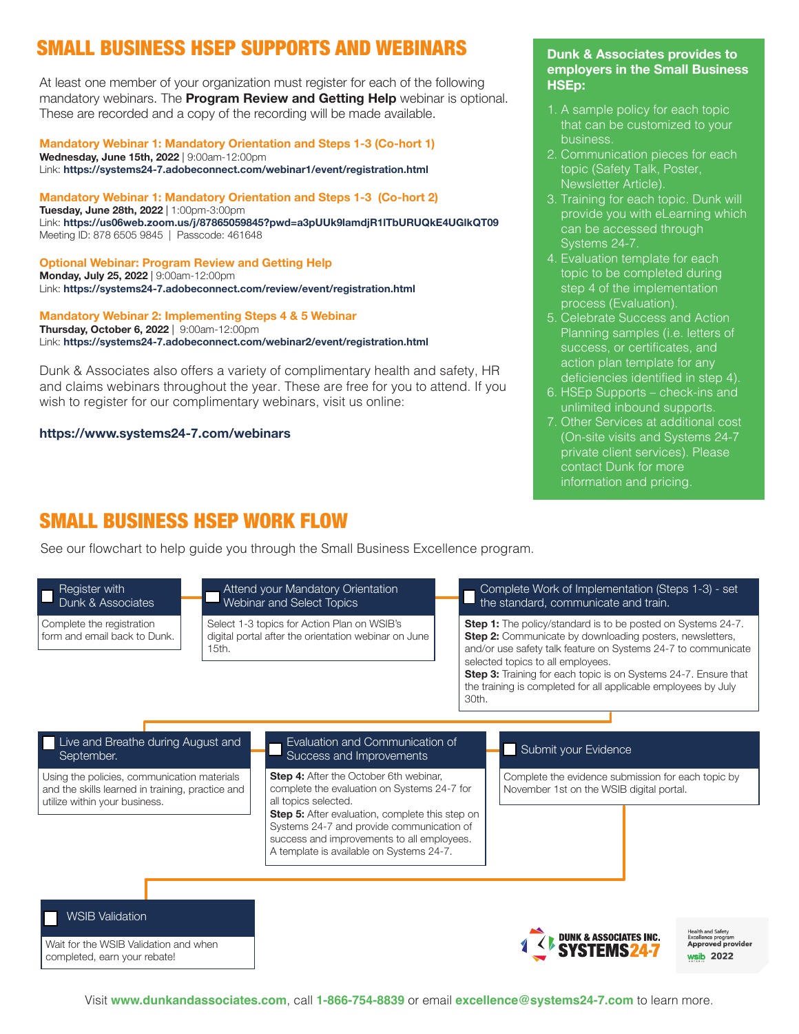# SMALL BUSINESS HSEP SUPPORTS AND WEBINARS

At least one member of your organization must register for each of the following mandatory webinars. The **Program Review and Getting Help** webinar is optional. These are recorded and a copy of the recording will be made available.

**Mandatory Webinar 1: Mandatory Orientation and Steps 1-3 (Co-hort 1)**
**Wednesday, June 15th, 2022** | 9:00am-12:00pm
Link: **https://systems24-7.adobeconnect.com/webinar1/event/registration.html**

**Mandatory Webinar 1: Mandatory Orientation and Steps 1-3 (Co-hort 2)**
**Tuesday, June 28th, 2022** | 1:00pm-3:00pm
Link: **https://us06web.zoom.us/j/87865059845?pwd=a3pUUk9lamdjR1lTbURUQkE4UGlkQT09**
Meeting ID: 878 6505 9845 | Passcode: 461648

**Optional Webinar: Program Review and Getting Help**
**Monday, July 25, 2022** | 9:00am-12:00pm
Link: **https://systems24-7.adobeconnect.com/review/event/registration.html**

**Mandatory Webinar 2: Implementing Steps 4 & 5 Webinar**
**Thursday, October 6, 2022** | 9:00am-12:00pm
Link: **https://systems24-7.adobeconnect.com/webinar2/event/registration.html**

Dunk & Associates also offers a variety of complimentary health and safety, HR and claims webinars throughout the year. These are free for you to attend. If you wish to register for our complimentary webinars, visit us online:

**https://www.systems24-7.com/webinars**

**Dunk & Associates provides to employers in the Small Business HSEp:**

1. A sample policy for each topic that can be customized to your business.
2. Communication pieces for each topic (Safety Talk, Poster, Newsletter Article).
3. Training for each topic. Dunk will provide you with eLearning which can be accessed through Systems 24-7.
4. Evaluation template for each topic to be completed during step 4 of the implementation process (Evaluation).
5. Celebrate Success and Action Planning samples (i.e. letters of success, or certificates, and action plan template for any deficiencies identified in step 4).
6. HSEp Supports – check-ins and unlimited inbound supports.
7. Other Services at additional cost (On-site visits and Systems 24-7 private client services). Please contact Dunk for more information and pricing.

# SMALL BUSINESS HSEP WORK FLOW

See our flowchart to help guide you through the Small Business Excellence program.

- ☐ **Register with Dunk & Associates**
  Complete the registration form and email back to Dunk.

- ☐ **Attend your Mandatory Orientation Webinar and Select Topics**
  Select 1-3 topics for Action Plan on WSIB's digital portal after the orientation webinar on June 15th.

- ☐ **Complete Work of Implementation (Steps 1-3) - set the standard, communicate and train.**
  **Step 1:** The policy/standard is to be posted on Systems 24-7.
  **Step 2:** Communicate by downloading posters, newsletters, and/or use safety talk feature on Systems 24-7 to communicate selected topics to all employees.
  **Step 3:** Training for each topic is on Systems 24-7. Ensure that the training is completed for all applicable employees by July 30th.

- ☐ **Live and Breathe during August and September.**
  Using the policies, communication materials and the skills learned in training, practice and utilize within your business.

- ☐ **Evaluation and Communication of Success and Improvements**
  **Step 4:** After the October 6th webinar, complete the evaluation on Systems 24-7 for all topics selected.
  **Step 5:** After evaluation, complete this step on Systems 24-7 and provide communication of success and improvements to all employees. A template is available on Systems 24-7.

- ☐ **Submit your Evidence**
  Complete the evidence submission for each topic by November 1st on the WSIB digital portal.

- ☐ **WSIB Validation**
  Wait for the WSIB Validation and when completed, earn your rebate!

DUNK & ASSOCIATES INC. SYSTEMS24-7

Health and Safety Excellence program Approved provider wsib 2022

Visit **www.dunkandassociates.com**, call **1-866-754-8839** or email **excellence@systems24-7.com** to learn more.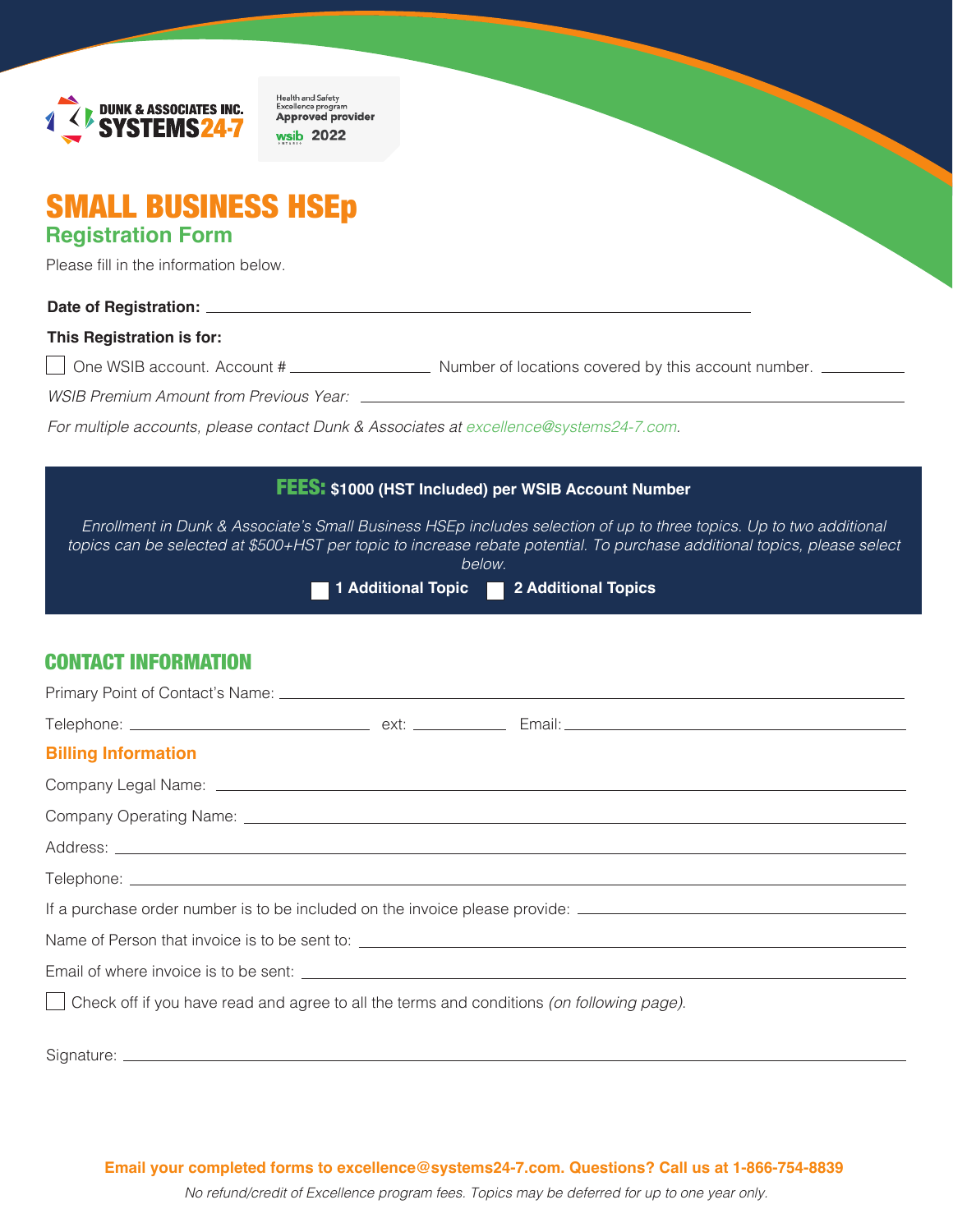DUNK & ASSOCIATES INC.
SYSTEMS24-7

Health and Safety Excellence program
Approved provider
wsib 2022

# SMALL BUSINESS HSEp

## Registration Form

Please fill in the information below.

**Date of Registration:** ______________________________

**This Registration is for:**

☐ One WSIB account. Account # ______________ Number of locations covered by this account number. __________

*WSIB Premium Amount from Previous Year:* ______________________________

*For multiple accounts, please contact Dunk & Associates at excellence@systems24-7.com.*

**FEES: $1000 (HST Included) per WSIB Account Number**

*Enrollment in Dunk & Associate's Small Business HSEp includes selection of up to three topics. Up to two additional topics can be selected at $500+HST per topic to increase rebate potential. To purchase additional topics, please select below.*

☐ **1 Additional Topic** ☐ **2 Additional Topics**

## CONTACT INFORMATION

Primary Point of Contact's Name: ______________________________

Telephone: ______________ ext: __________ Email: ______________________________

### Billing Information

Company Legal Name: ______________________________

Company Operating Name: ______________________________

Address: ______________________________

Telephone: ______________________________

If a purchase order number is to be included on the invoice please provide: ______________________________

Name of Person that invoice is to be sent to: ______________________________

Email of where invoice is to be sent: ______________________________

☐ Check off if you have read and agree to all the terms and conditions *(on following page)*.

Signature: ______________________________

**Email your completed forms to excellence@systems24-7.com. Questions? Call us at 1-866-754-8839**

*No refund/credit of Excellence program fees. Topics may be deferred for up to one year only.*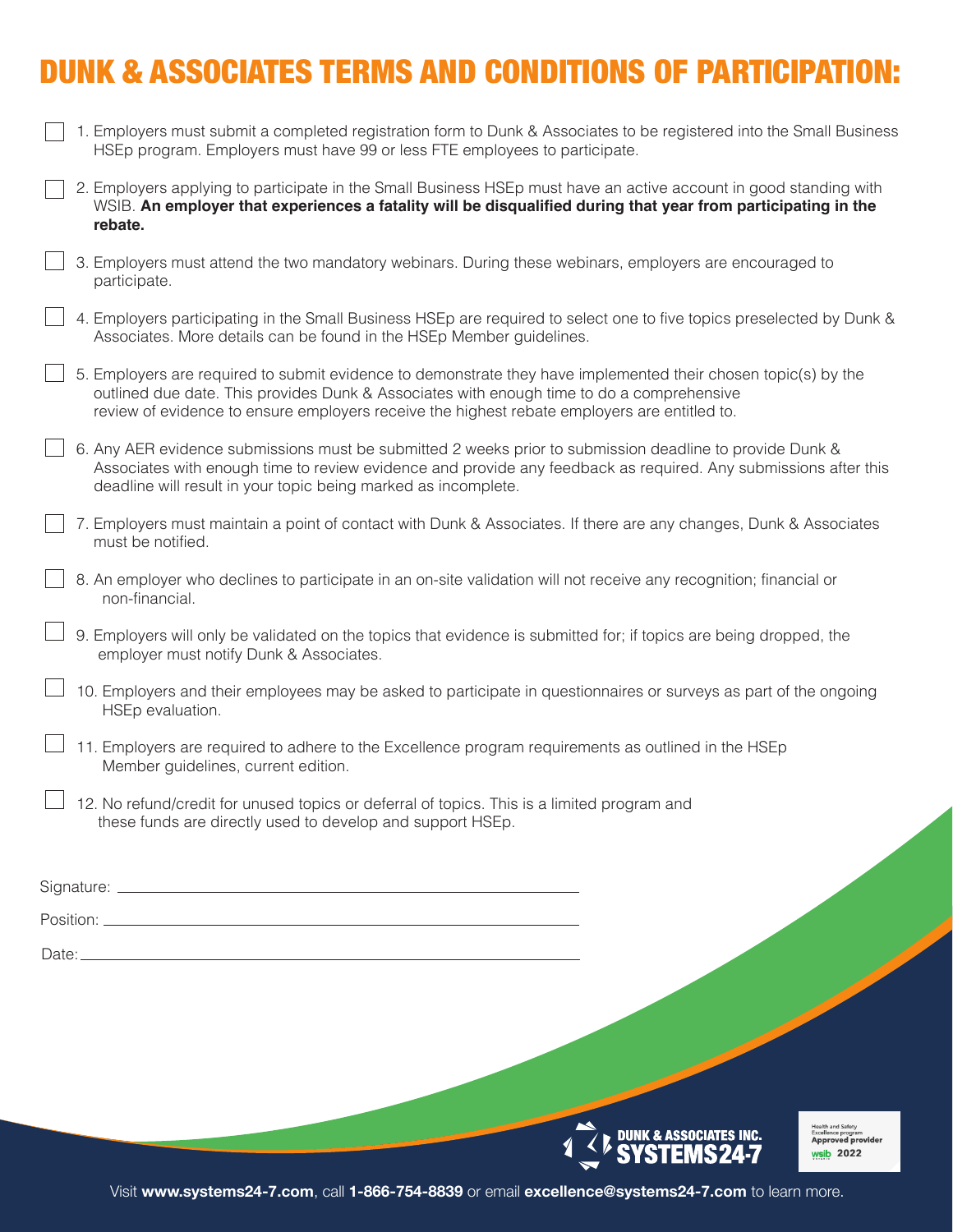# DUNK & ASSOCIATES TERMS AND CONDITIONS OF PARTICIPATION:

- [ ] 1. Employers must submit a completed registration form to Dunk & Associates to be registered into the Small Business HSEp program. Employers must have 99 or less FTE employees to participate.
- [ ] 2. Employers applying to participate in the Small Business HSEp must have an active account in good standing with WSIB. **An employer that experiences a fatality will be disqualified during that year from participating in the rebate.**
- [ ] 3. Employers must attend the two mandatory webinars. During these webinars, employers are encouraged to participate.
- [ ] 4. Employers participating in the Small Business HSEp are required to select one to five topics preselected by Dunk & Associates. More details can be found in the HSEp Member guidelines.
- [ ] 5. Employers are required to submit evidence to demonstrate they have implemented their chosen topic(s) by the outlined due date. This provides Dunk & Associates with enough time to do a comprehensive review of evidence to ensure employers receive the highest rebate employers are entitled to.
- [ ] 6. Any AER evidence submissions must be submitted 2 weeks prior to submission deadline to provide Dunk & Associates with enough time to review evidence and provide any feedback as required. Any submissions after this deadline will result in your topic being marked as incomplete.
- [ ] 7. Employers must maintain a point of contact with Dunk & Associates. If there are any changes, Dunk & Associates must be notified.
- [ ] 8. An employer who declines to participate in an on-site validation will not receive any recognition; financial or non-financial.
- [ ] 9. Employers will only be validated on the topics that evidence is submitted for; if topics are being dropped, the employer must notify Dunk & Associates.
- [ ] 10. Employers and their employees may be asked to participate in questionnaires or surveys as part of the ongoing HSEp evaluation.
- [ ] 11. Employers are required to adhere to the Excellence program requirements as outlined in the HSEp Member guidelines, current edition.
- [ ] 12. No refund/credit for unused topics or deferral of topics. This is a limited program and these funds are directly used to develop and support HSEp.

Signature: ______________________________

Position: ______________________________

Date: ______________________________

DUNK & ASSOCIATES INC.
SYSTEMS24-7

Health and Safety Excellence program
Approved provider
wsib 2022

Visit **www.systems24-7.com**, call **1-866-754-8839** or email **excellence@systems24-7.com** to learn more.